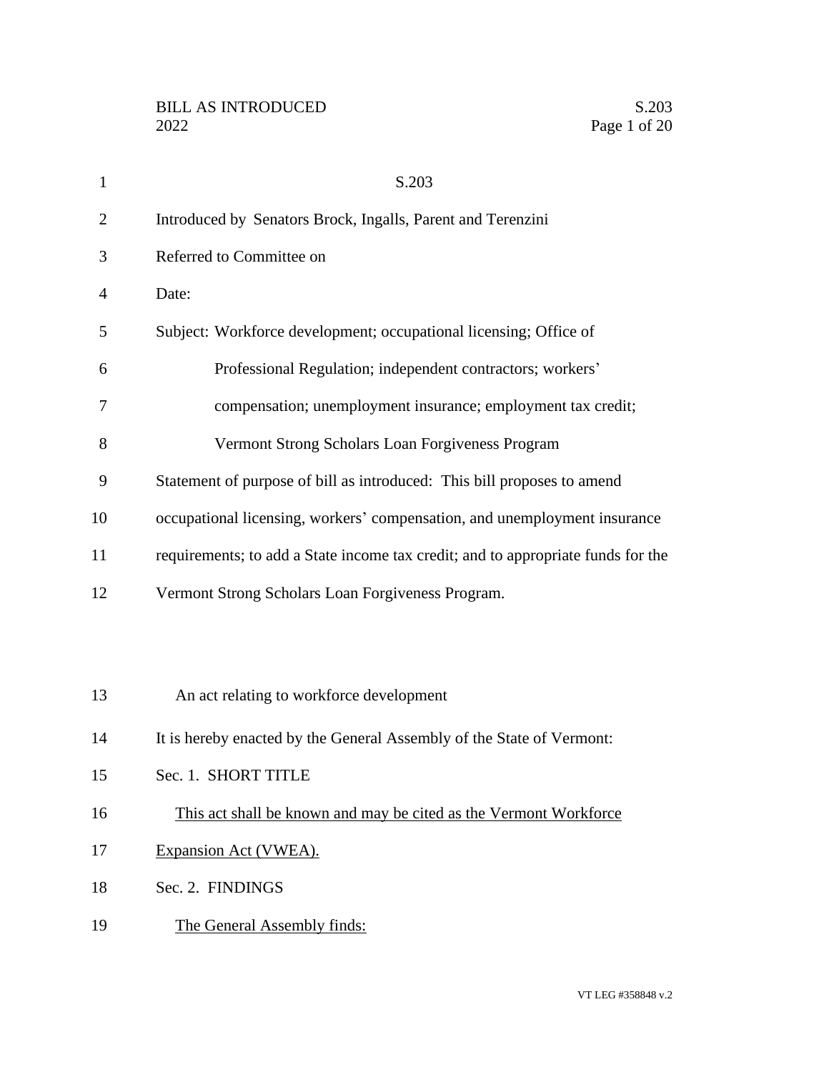S.203

Introduced by Senators Brock, Ingalls, Parent and Terenzini

Referred to Committee on

Date:

Subject: Workforce development; occupational licensing; Office of Professional Regulation; independent contractors; workers' compensation; unemployment insurance; employment tax credit; Vermont Strong Scholars Loan Forgiveness Program

Statement of purpose of bill as introduced: This bill proposes to amend occupational licensing, workers' compensation, and unemployment insurance requirements; to add a State income tax credit; and to appropriate funds for the Vermont Strong Scholars Loan Forgiveness Program.

An act relating to workforce development

It is hereby enacted by the General Assembly of the State of Vermont:

Sec. 1. SHORT TITLE

This act shall be known and may be cited as the Vermont Workforce Expansion Act (VWEA).

Sec. 2. FINDINGS

The General Assembly finds: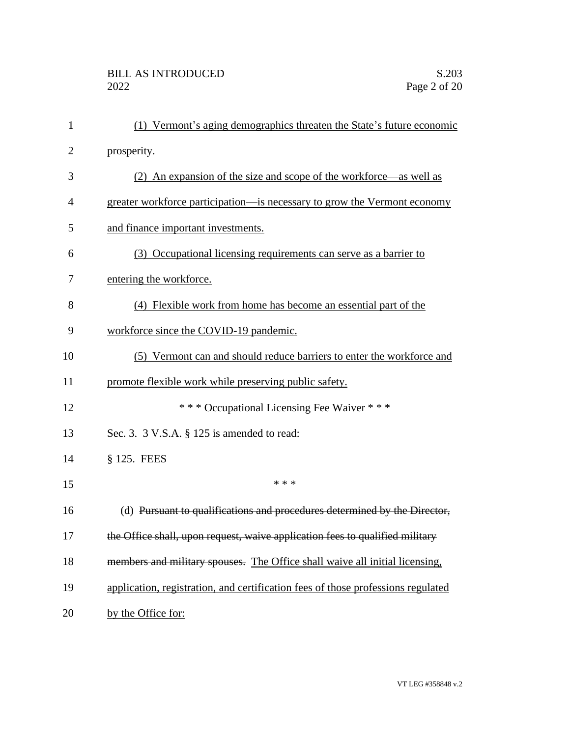(1) Vermont's aging demographics threaten the State's future economic prosperity.

(2) An expansion of the size and scope of the workforce—as well as greater workforce participation—is necessary to grow the Vermont economy and finance important investments.

(3) Occupational licensing requirements can serve as a barrier to entering the workforce.

(4) Flexible work from home has become an essential part of the workforce since the COVID-19 pandemic.

(5) Vermont can and should reduce barriers to enter the workforce and promote flexible work while preserving public safety.

\* \* \* Occupational Licensing Fee Waiver \* \* \*

Sec. 3. 3 V.S.A. § 125 is amended to read:

§ 125. FEES

\* \* \*

(d) ~~Pursuant to qualifications and procedures determined by the Director, the Office shall, upon request, waive application fees to qualified military members and military spouses.~~ The Office shall waive all initial licensing, application, registration, and certification fees of those professions regulated by the Office for: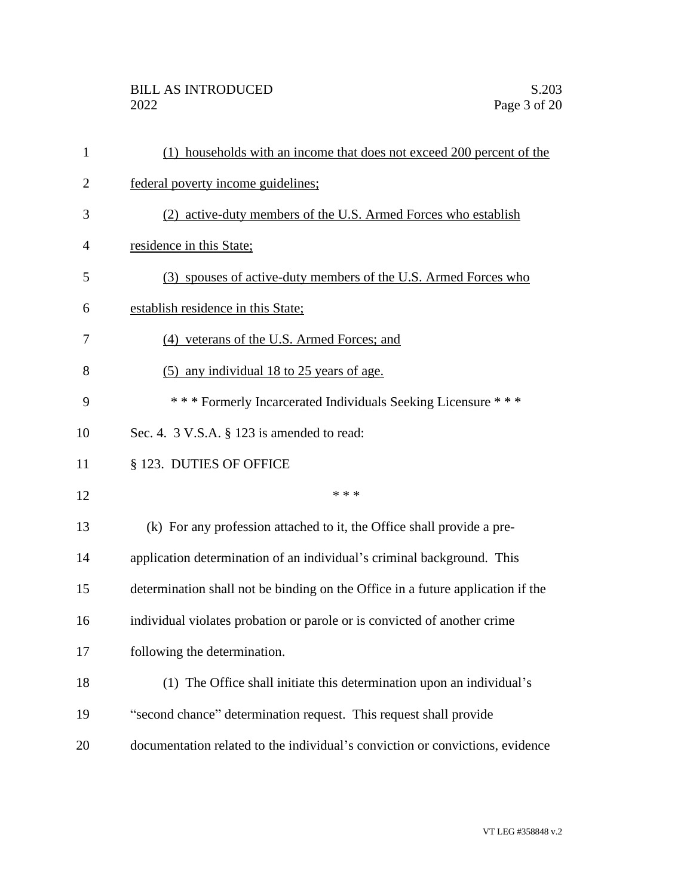(1) households with an income that does not exceed 200 percent of the federal poverty income guidelines;

(2) active-duty members of the U.S. Armed Forces who establish residence in this State;

(3) spouses of active-duty members of the U.S. Armed Forces who establish residence in this State;

(4) veterans of the U.S. Armed Forces; and

(5) any individual 18 to 25 years of age.

\* \* \* Formerly Incarcerated Individuals Seeking Licensure \* \* \*

Sec. 4. 3 V.S.A. § 123 is amended to read:

§ 123. DUTIES OF OFFICE

\* \* \*

(k) For any profession attached to it, the Office shall provide a pre-application determination of an individual's criminal background. This determination shall not be binding on the Office in a future application if the individual violates probation or parole or is convicted of another crime following the determination.

(1) The Office shall initiate this determination upon an individual's "second chance" determination request. This request shall provide documentation related to the individual's conviction or convictions, evidence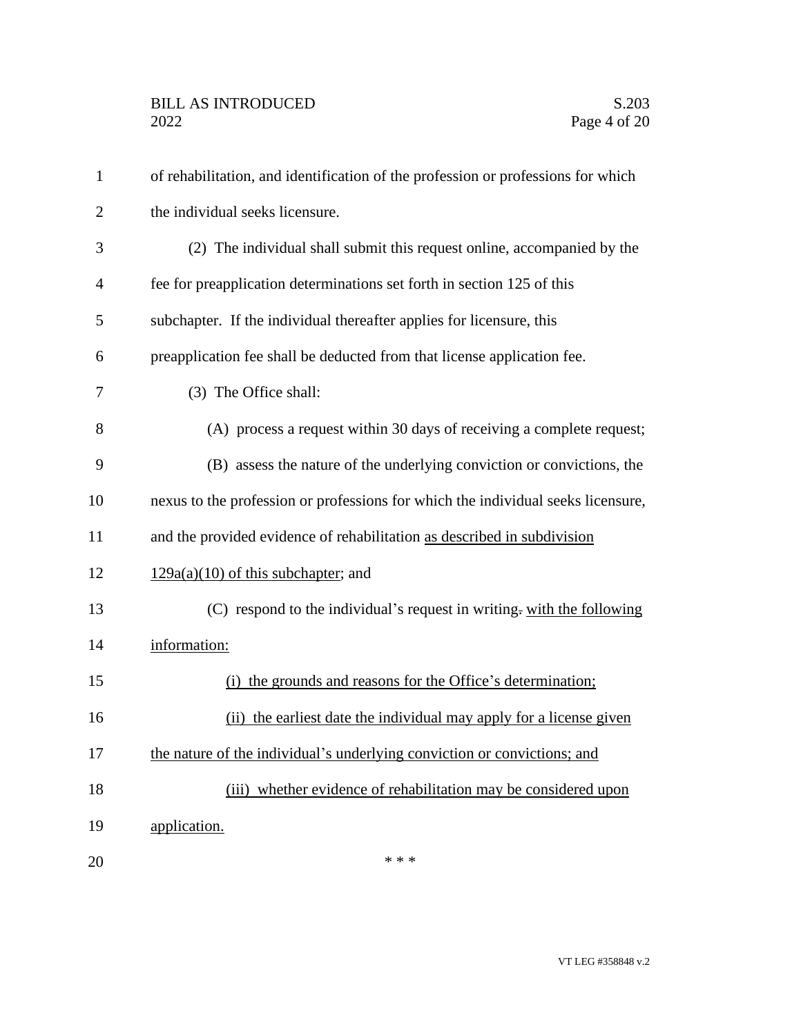of rehabilitation, and identification of the profession or professions for which the individual seeks licensure.

(2) The individual shall submit this request online, accompanied by the fee for preapplication determinations set forth in section 125 of this subchapter. If the individual thereafter applies for licensure, this preapplication fee shall be deducted from that license application fee.

(3) The Office shall:

(A) process a request within 30 days of receiving a complete request;

(B) assess the nature of the underlying conviction or convictions, the nexus to the profession or professions for which the individual seeks licensure, and the provided evidence of rehabilitation <u>as described in subdivision 129a(a)(10) of this subchapter</u>; and

(C) respond to the individual's request in writing~~.~~ <u>with the following information:</u>

<u>(i) the grounds and reasons for the Office's determination;</u>

<u>(ii) the earliest date the individual may apply for a license given the nature of the individual's underlying conviction or convictions; and</u>

<u>(iii) whether evidence of rehabilitation may be considered upon application.</u>

\* \* \*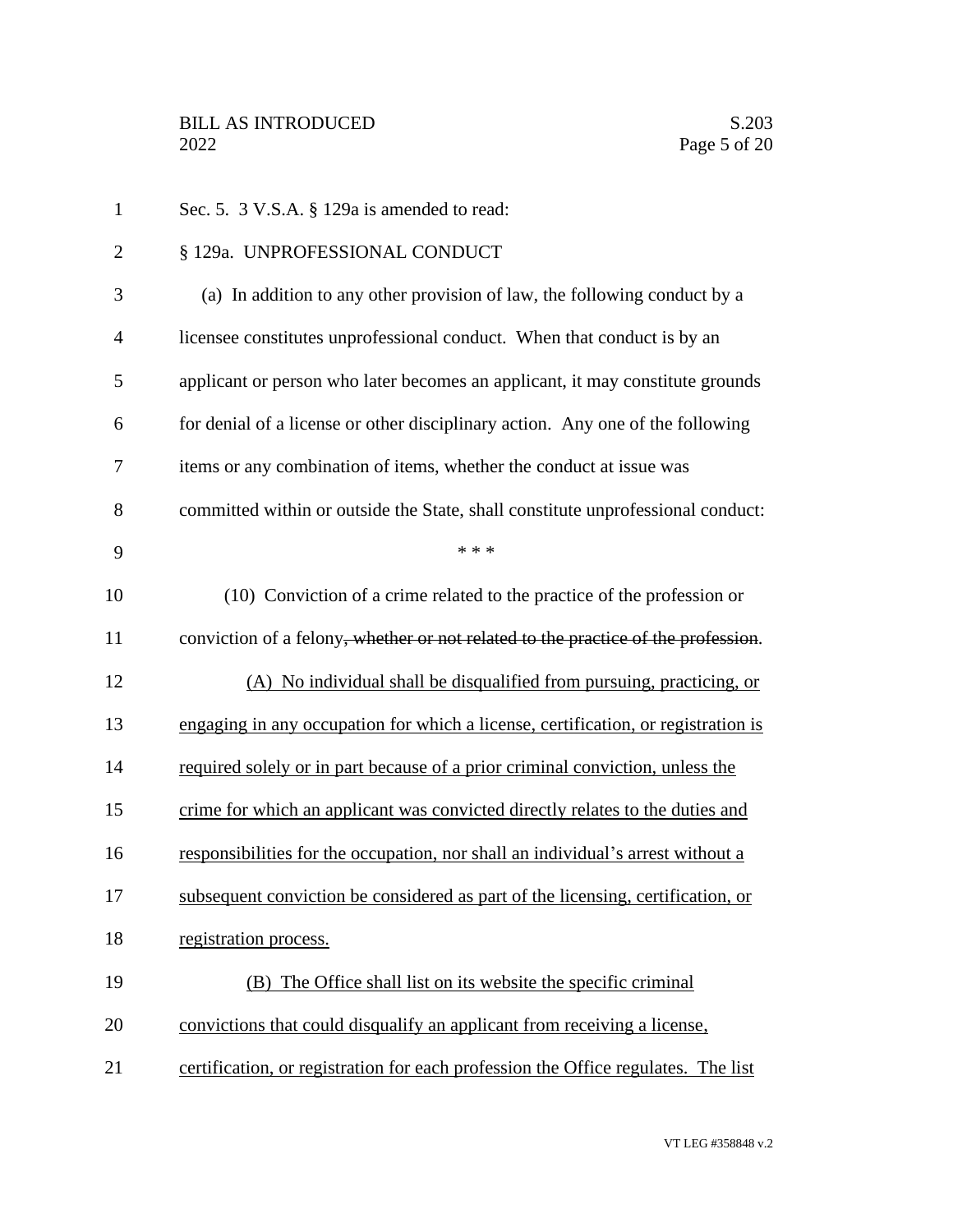Sec. 5. 3 V.S.A. § 129a is amended to read:

§ 129a. UNPROFESSIONAL CONDUCT

(a) In addition to any other provision of law, the following conduct by a licensee constitutes unprofessional conduct. When that conduct is by an applicant or person who later becomes an applicant, it may constitute grounds for denial of a license or other disciplinary action. Any one of the following items or any combination of items, whether the conduct at issue was committed within or outside the State, shall constitute unprofessional conduct:

\* \* \*

(10) Conviction of a crime related to the practice of the profession or conviction of a felony~~, whether or not related to the practice of the profession~~.

<u>(A) No individual shall be disqualified from pursuing, practicing, or engaging in any occupation for which a license, certification, or registration is required solely or in part because of a prior criminal conviction, unless the crime for which an applicant was convicted directly relates to the duties and responsibilities for the occupation, nor shall an individual's arrest without a subsequent conviction be considered as part of the licensing, certification, or registration process.</u>

<u>(B) The Office shall list on its website the specific criminal convictions that could disqualify an applicant from receiving a license, certification, or registration for each profession the Office regulates. The list</u>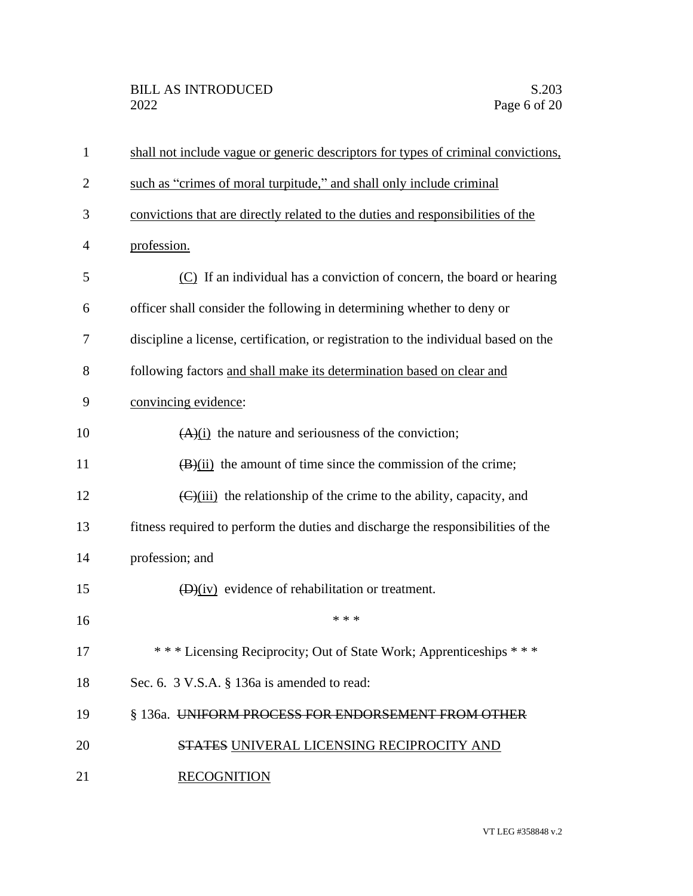shall not include vague or generic descriptors for types of criminal convictions, such as "crimes of moral turpitude," and shall only include criminal convictions that are directly related to the duties and responsibilities of the profession.

(C) If an individual has a conviction of concern, the board or hearing officer shall consider the following in determining whether to deny or discipline a license, certification, or registration to the individual based on the following factors and shall make its determination based on clear and convincing evidence:

~~(A)~~(i) the nature and seriousness of the conviction;

~~(B)~~(ii) the amount of time since the commission of the crime;

~~(C)~~(iii) the relationship of the crime to the ability, capacity, and fitness required to perform the duties and discharge the responsibilities of the profession; and

~~(D)~~(iv) evidence of rehabilitation or treatment.

\* \* \*

\* \* \* Licensing Reciprocity; Out of State Work; Apprenticeships \* \* \*

Sec. 6. 3 V.S.A. § 136a is amended to read:

§ 136a. ~~UNIFORM PROCESS FOR ENDORSEMENT FROM OTHER STATES~~ UNIVERAL LICENSING RECIPROCITY AND RECOGNITION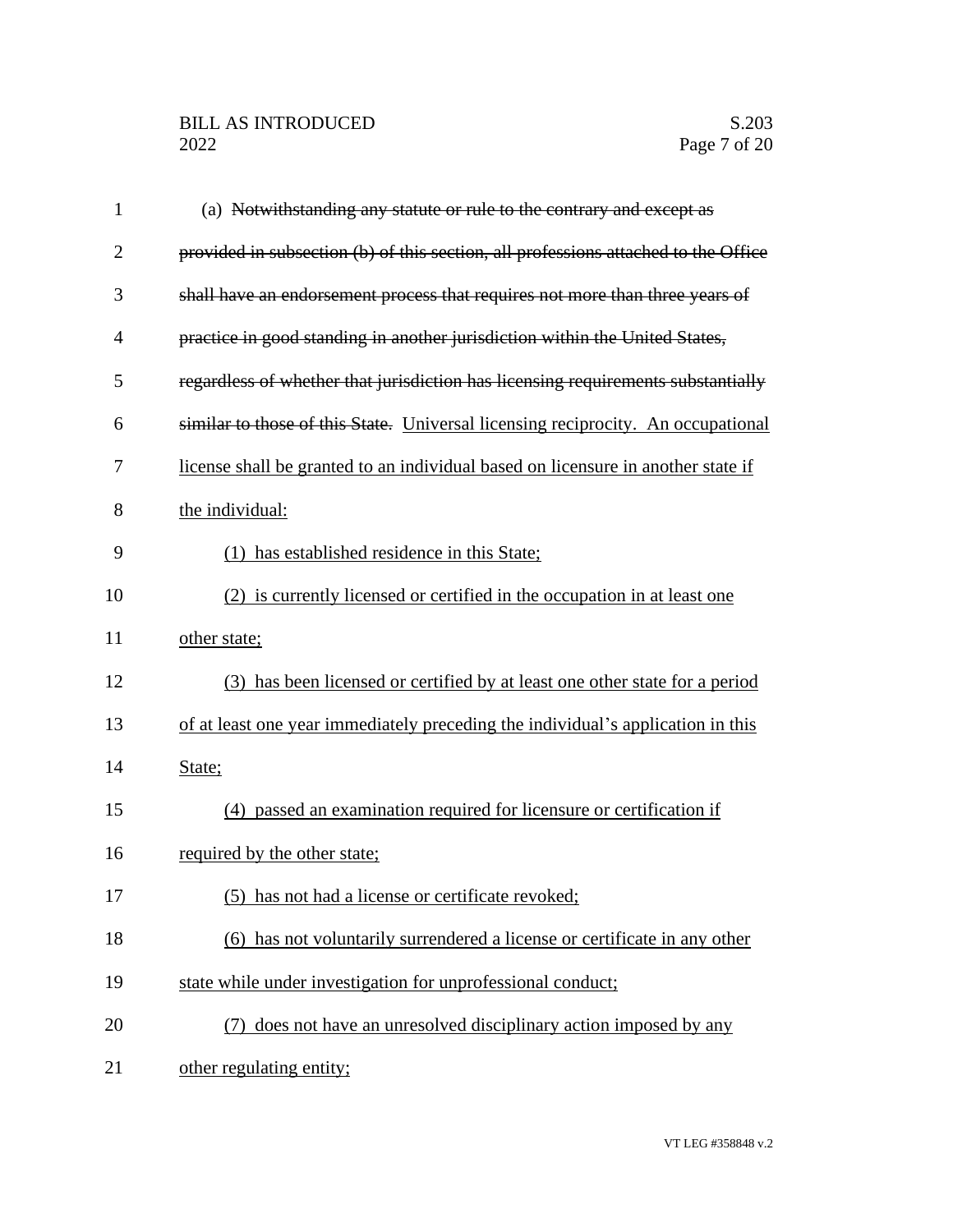(a) ~~Notwithstanding any statute or rule to the contrary and except as provided in subsection (b) of this section, all professions attached to the Office shall have an endorsement process that requires not more than three years of practice in good standing in another jurisdiction within the United States, regardless of whether that jurisdiction has licensing requirements substantially similar to those of this State.~~ <u>Universal licensing reciprocity. An occupational license shall be granted to an individual based on licensure in another state if the individual:</u>

<u>(1) has established residence in this State;</u>

<u>(2) is currently licensed or certified in the occupation in at least one other state;</u>

<u>(3) has been licensed or certified by at least one other state for a period of at least one year immediately preceding the individual's application in this State;</u>

<u>(4) passed an examination required for licensure or certification if required by the other state;</u>

<u>(5) has not had a license or certificate revoked;</u>

<u>(6) has not voluntarily surrendered a license or certificate in any other state while under investigation for unprofessional conduct;</u>

<u>(7) does not have an unresolved disciplinary action imposed by any other regulating entity;</u>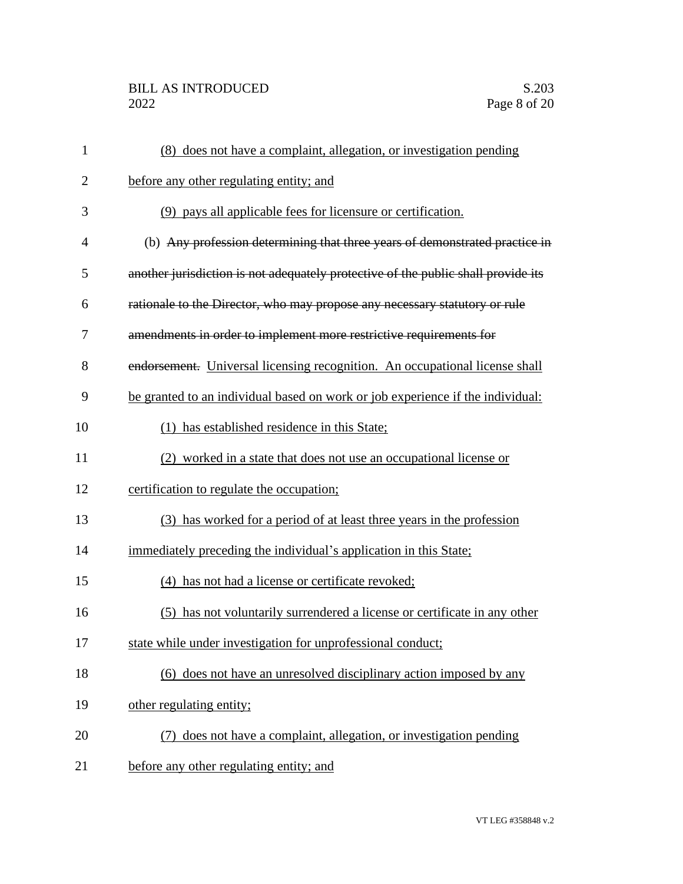(8) does not have a complaint, allegation, or investigation pending before any other regulating entity; and

(9) pays all applicable fees for licensure or certification.

(b) ~~Any profession determining that three years of demonstrated practice in another jurisdiction is not adequately protective of the public shall provide its rationale to the Director, who may propose any necessary statutory or rule amendments in order to implement more restrictive requirements for endorsement.~~ Universal licensing recognition. An occupational license shall be granted to an individual based on work or job experience if the individual:

(1) has established residence in this State;

(2) worked in a state that does not use an occupational license or certification to regulate the occupation;

(3) has worked for a period of at least three years in the profession immediately preceding the individual's application in this State;

(4) has not had a license or certificate revoked;

(5) has not voluntarily surrendered a license or certificate in any other state while under investigation for unprofessional conduct;

(6) does not have an unresolved disciplinary action imposed by any other regulating entity;

(7) does not have a complaint, allegation, or investigation pending before any other regulating entity; and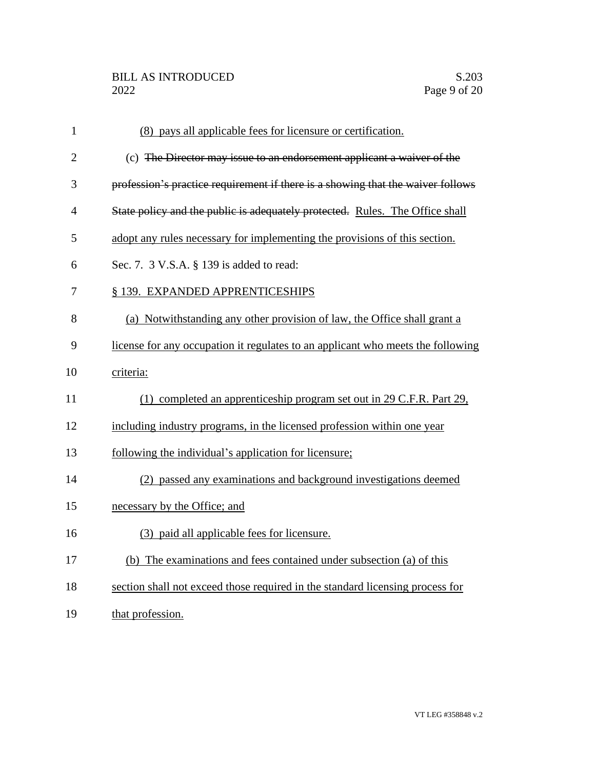(8) pays all applicable fees for licensure or certification.

(c) ~~The Director may issue to an endorsement applicant a waiver of the profession's practice requirement if there is a showing that the waiver follows State policy and the public is adequately protected.~~ Rules. The Office shall adopt any rules necessary for implementing the provisions of this section.

Sec. 7. 3 V.S.A. § 139 is added to read:

§ 139. EXPANDED APPRENTICESHIPS

(a) Notwithstanding any other provision of law, the Office shall grant a license for any occupation it regulates to an applicant who meets the following criteria:

(1) completed an apprenticeship program set out in 29 C.F.R. Part 29, including industry programs, in the licensed profession within one year following the individual's application for licensure;

(2) passed any examinations and background investigations deemed necessary by the Office; and

(3) paid all applicable fees for licensure.

(b) The examinations and fees contained under subsection (a) of this section shall not exceed those required in the standard licensing process for that profession.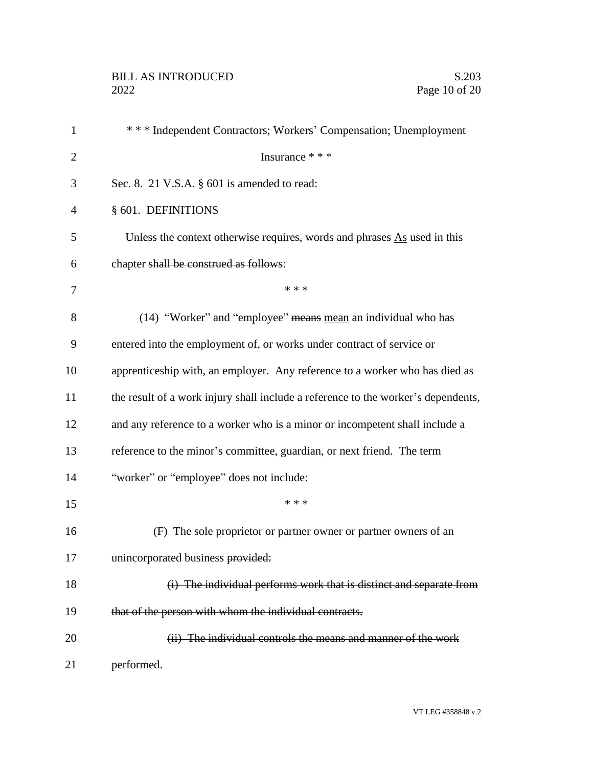\* \* \* Independent Contractors; Workers' Compensation; Unemployment Insurance \* \* \*

Sec. 8. 21 V.S.A. § 601 is amended to read:

§ 601. DEFINITIONS

~~Unless the context otherwise requires, words and phrases~~ <u>As</u> used in this chapter ~~shall be construed as follows~~:

\* \* \*

(14) "Worker" and "employee" ~~means~~ <u>mean</u> an individual who has entered into the employment of, or works under contract of service or apprenticeship with, an employer. Any reference to a worker who has died as the result of a work injury shall include a reference to the worker's dependents, and any reference to a worker who is a minor or incompetent shall include a reference to the minor's committee, guardian, or next friend. The term "worker" or "employee" does not include:

\* \* \*

(F) The sole proprietor or partner owner or partner owners of an unincorporated business ~~provided:~~

~~(i) The individual performs work that is distinct and separate from that of the person with whom the individual contracts.~~

~~(ii) The individual controls the means and manner of the work performed.~~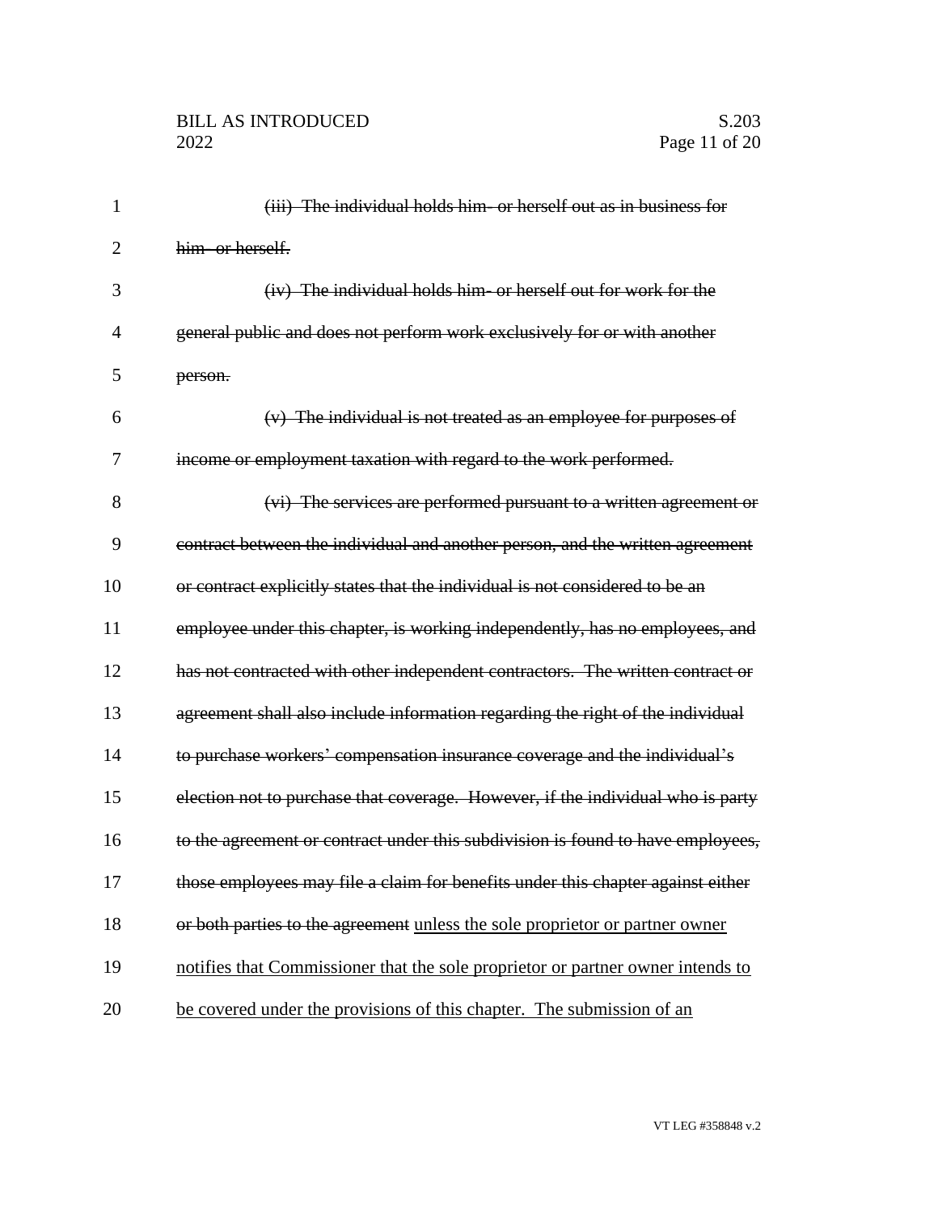~~(iii) The individual holds him- or herself out as in business for him- or herself.~~

~~(iv) The individual holds him- or herself out for work for the general public and does not perform work exclusively for or with another person.~~

~~(v) The individual is not treated as an employee for purposes of income or employment taxation with regard to the work performed.~~

~~(vi) The services are performed pursuant to a written agreement or contract between the individual and another person, and the written agreement or contract explicitly states that the individual is not considered to be an employee under this chapter, is working independently, has no employees, and has not contracted with other independent contractors. The written contract or agreement shall also include information regarding the right of the individual to purchase workers' compensation insurance coverage and the individual's election not to purchase that coverage. However, if the individual who is party to the agreement or contract under this subdivision is found to have employees, those employees may file a claim for benefits under this chapter against either or both parties to the agreement~~ <u>unless the sole proprietor or partner owner notifies that Commissioner that the sole proprietor or partner owner intends to be covered under the provisions of this chapter. The submission of an</u>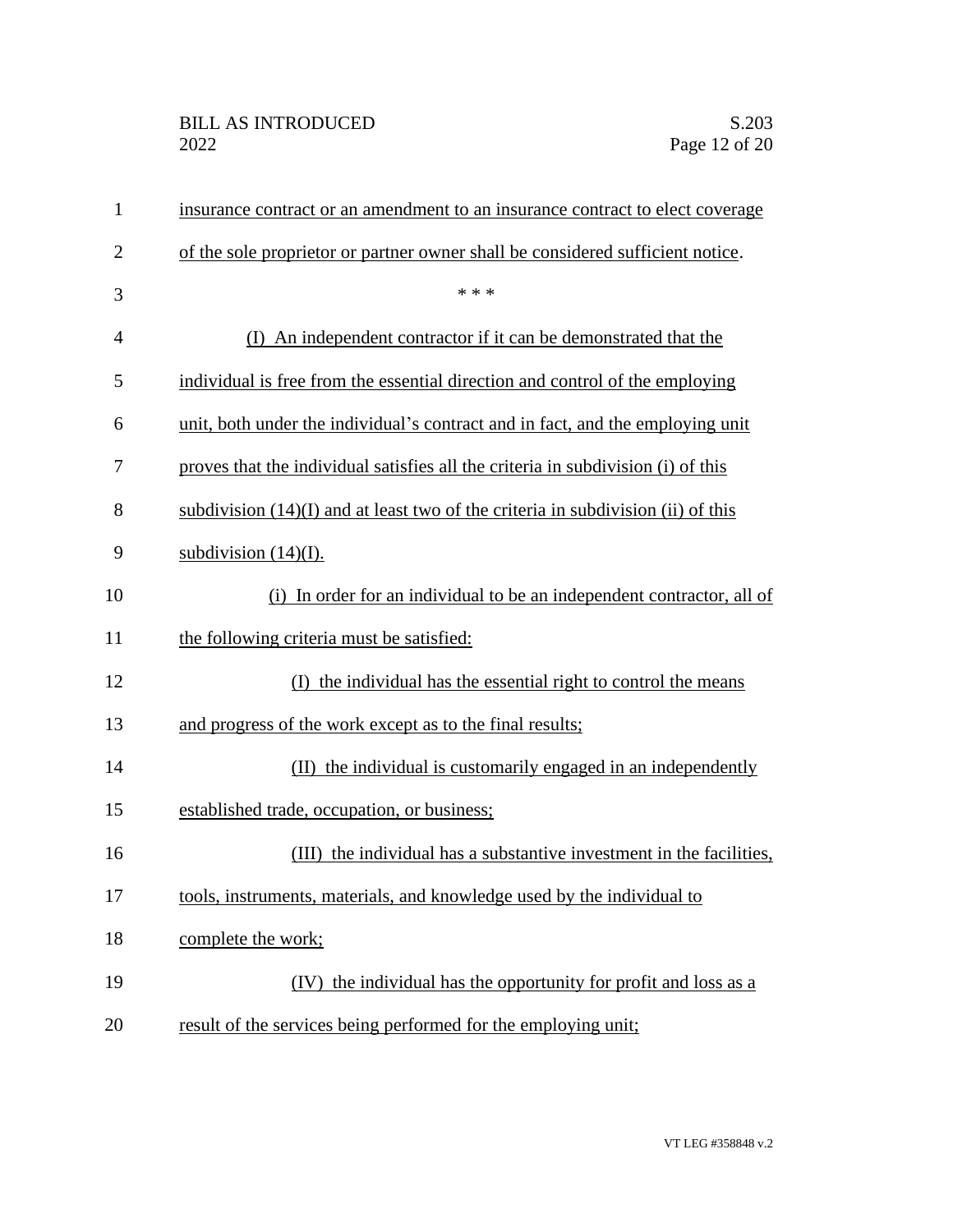insurance contract or an amendment to an insurance contract to elect coverage of the sole proprietor or partner owner shall be considered sufficient notice.

\* \* \*

(I) An independent contractor if it can be demonstrated that the individual is free from the essential direction and control of the employing unit, both under the individual's contract and in fact, and the employing unit proves that the individual satisfies all the criteria in subdivision (i) of this subdivision (14)(I) and at least two of the criteria in subdivision (ii) of this subdivision (14)(I).

(i) In order for an individual to be an independent contractor, all of the following criteria must be satisfied:

(I) the individual has the essential right to control the means and progress of the work except as to the final results;

(II) the individual is customarily engaged in an independently established trade, occupation, or business;

(III) the individual has a substantive investment in the facilities, tools, instruments, materials, and knowledge used by the individual to complete the work;

(IV) the individual has the opportunity for profit and loss as a result of the services being performed for the employing unit;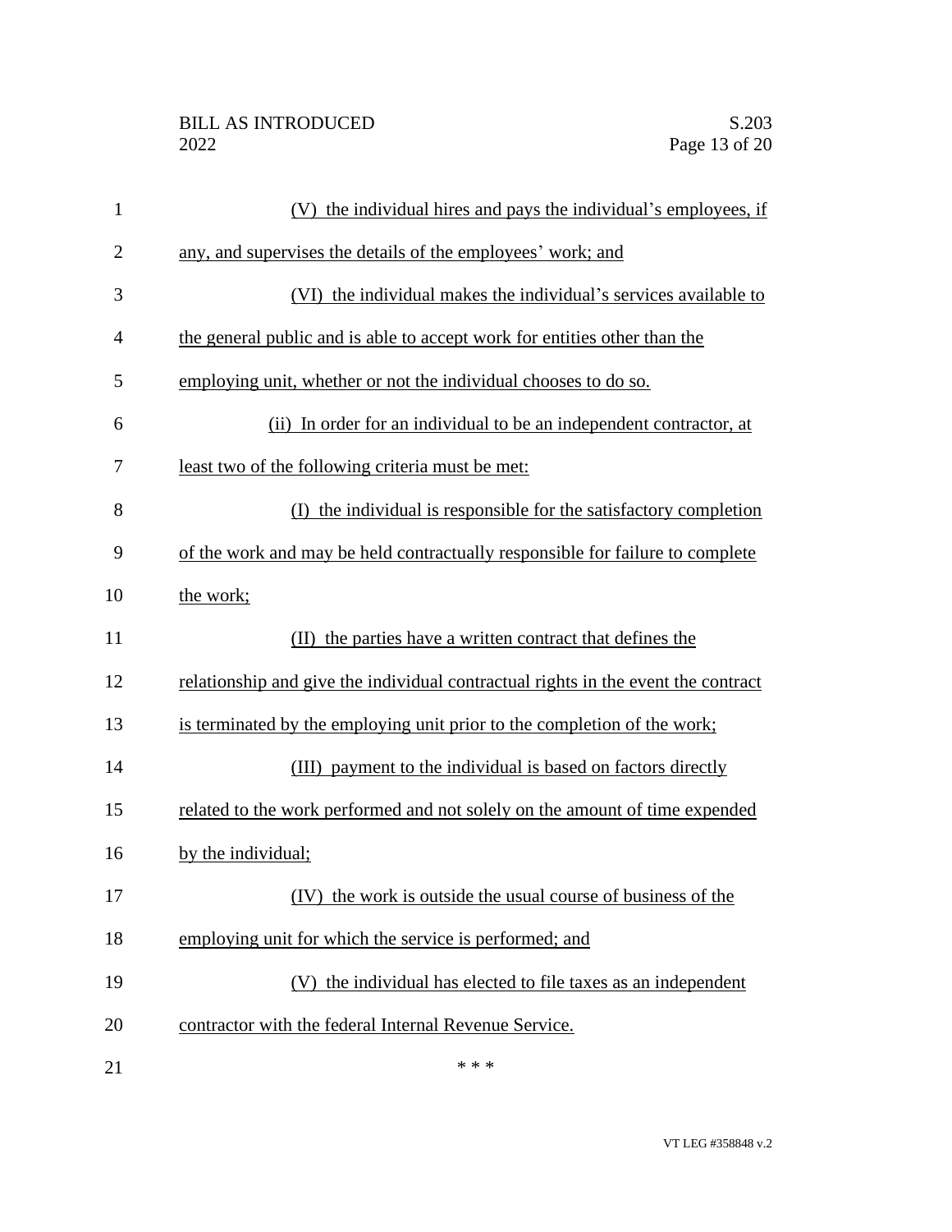(V) the individual hires and pays the individual's employees, if any, and supervises the details of the employees' work; and

(VI) the individual makes the individual's services available to the general public and is able to accept work for entities other than the employing unit, whether or not the individual chooses to do so.

(ii) In order for an individual to be an independent contractor, at least two of the following criteria must be met:

(I) the individual is responsible for the satisfactory completion of the work and may be held contractually responsible for failure to complete the work;

(II) the parties have a written contract that defines the relationship and give the individual contractual rights in the event the contract is terminated by the employing unit prior to the completion of the work;

(III) payment to the individual is based on factors directly related to the work performed and not solely on the amount of time expended by the individual;

(IV) the work is outside the usual course of business of the employing unit for which the service is performed; and

(V) the individual has elected to file taxes as an independent contractor with the federal Internal Revenue Service.

\* \* \*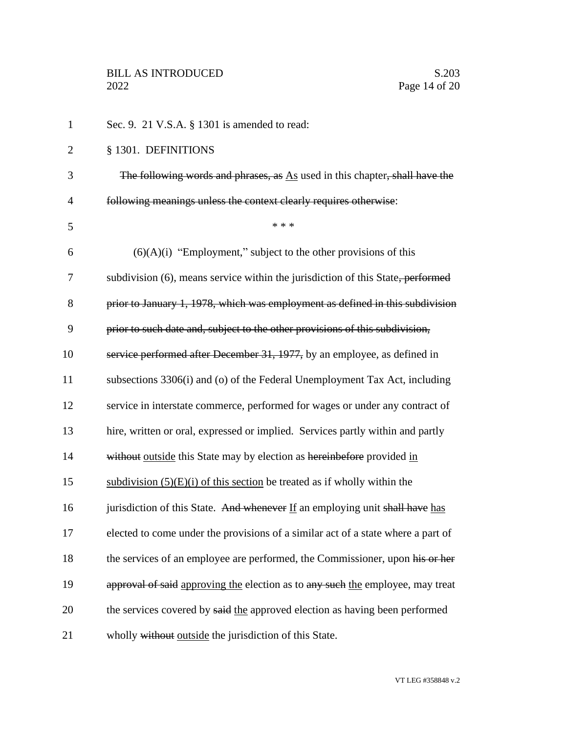Sec. 9. 21 V.S.A. § 1301 is amended to read:

§ 1301. DEFINITIONS

~~The following words and phrases, as~~ As used in this chapter~~, shall have the following meanings unless the context clearly requires otherwise~~:

\* \* \*

(6)(A)(i) "Employment," subject to the other provisions of this subdivision (6), means service within the jurisdiction of this State~~, performed prior to January 1, 1978, which was employment as defined in this subdivision prior to such date and, subject to the other provisions of this subdivision, service performed after December 31, 1977,~~ by an employee, as defined in subsections 3306(i) and (o) of the Federal Unemployment Tax Act, including service in interstate commerce, performed for wages or under any contract of hire, written or oral, expressed or implied. Services partly within and partly ~~without~~ outside this State may by election as ~~hereinbefore~~ provided in subdivision (5)(E)(i) of this section be treated as if wholly within the jurisdiction of this State. ~~And whenever~~ If an employing unit ~~shall have~~ has elected to come under the provisions of a similar act of a state where a part of the services of an employee are performed, the Commissioner, upon ~~his or her approval of said~~ approving the election as to ~~any such~~ the employee, may treat the services covered by ~~said~~ the approved election as having been performed wholly ~~without~~ outside the jurisdiction of this State.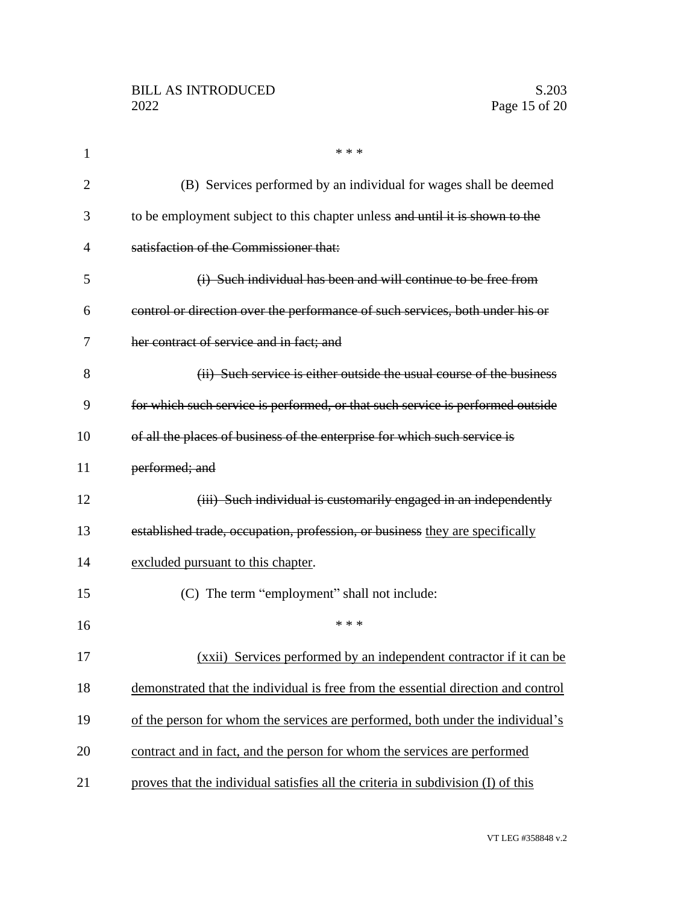\* \* \*

(B) Services performed by an individual for wages shall be deemed to be employment subject to this chapter unless ~~and until it is shown to the satisfaction of the Commissioner that:~~

~~(i) Such individual has been and will continue to be free from control or direction over the performance of such services, both under his or her contract of service and in fact; and~~

~~(ii) Such service is either outside the usual course of the business for which such service is performed, or that such service is performed outside of all the places of business of the enterprise for which such service is performed; and~~

~~(iii) Such individual is customarily engaged in an independently established trade, occupation, profession, or business~~ <u>they are specifically excluded pursuant to this chapter</u>.

(C) The term "employment" shall not include:

\* \* \*

<u>(xxii) Services performed by an independent contractor if it can be demonstrated that the individual is free from the essential direction and control of the person for whom the services are performed, both under the individual's contract and in fact, and the person for whom the services are performed proves that the individual satisfies all the criteria in subdivision (I) of this</u>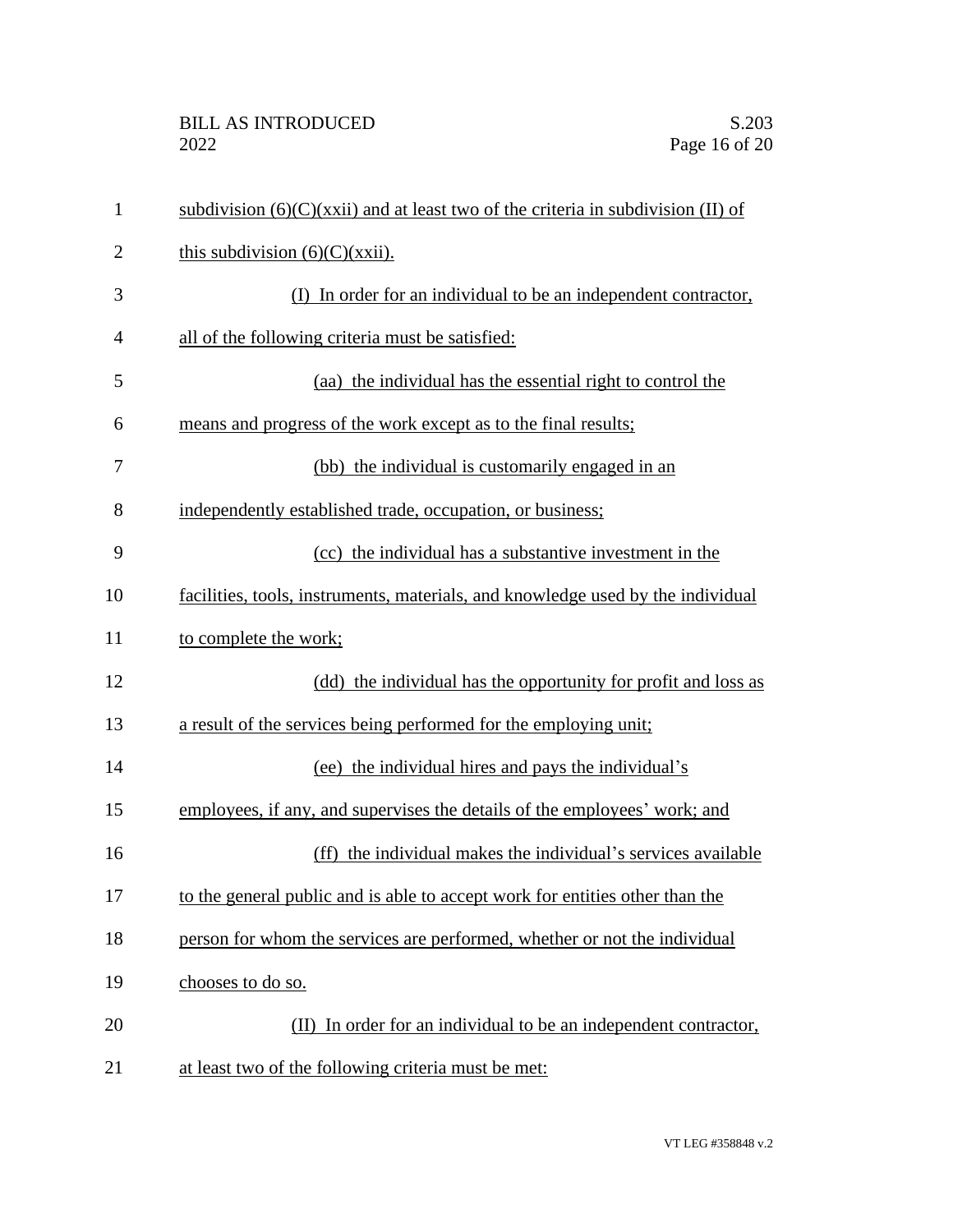subdivision (6)(C)(xxii) and at least two of the criteria in subdivision (II) of this subdivision (6)(C)(xxii).

(I) In order for an individual to be an independent contractor, all of the following criteria must be satisfied:

(aa) the individual has the essential right to control the means and progress of the work except as to the final results;

(bb) the individual is customarily engaged in an independently established trade, occupation, or business;

(cc) the individual has a substantive investment in the facilities, tools, instruments, materials, and knowledge used by the individual to complete the work;

(dd) the individual has the opportunity for profit and loss as a result of the services being performed for the employing unit;

(ee) the individual hires and pays the individual's employees, if any, and supervises the details of the employees' work; and

(ff) the individual makes the individual's services available to the general public and is able to accept work for entities other than the person for whom the services are performed, whether or not the individual chooses to do so.

(II) In order for an individual to be an independent contractor, at least two of the following criteria must be met: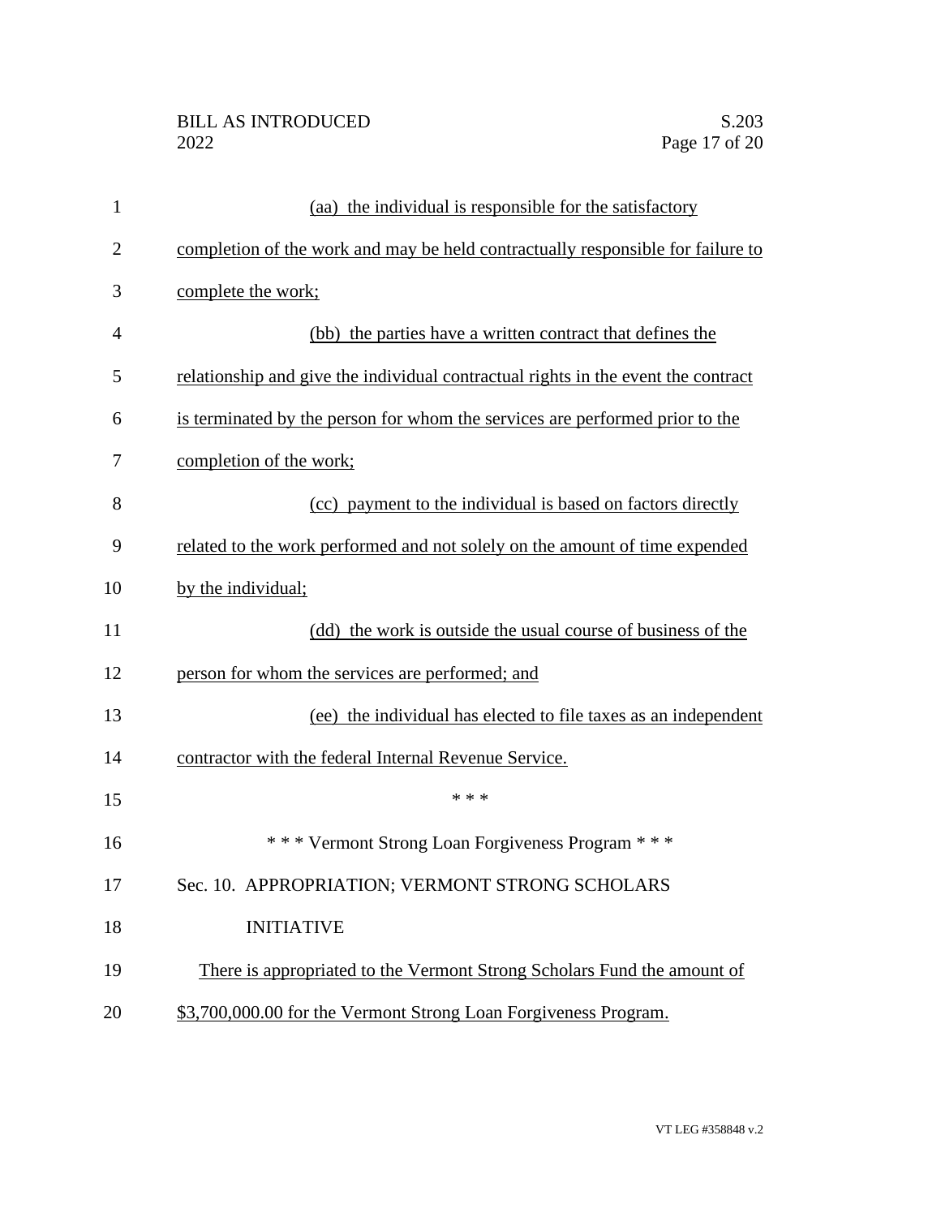(aa) the individual is responsible for the satisfactory completion of the work and may be held contractually responsible for failure to complete the work;

(bb) the parties have a written contract that defines the relationship and give the individual contractual rights in the event the contract is terminated by the person for whom the services are performed prior to the completion of the work;

(cc) payment to the individual is based on factors directly related to the work performed and not solely on the amount of time expended by the individual;

(dd) the work is outside the usual course of business of the person for whom the services are performed; and

(ee) the individual has elected to file taxes as an independent contractor with the federal Internal Revenue Service.

\* \* \*

\* \* \* Vermont Strong Loan Forgiveness Program \* \* \*

Sec. 10. APPROPRIATION; VERMONT STRONG SCHOLARS INITIATIVE

There is appropriated to the Vermont Strong Scholars Fund the amount of $3,700,000.00 for the Vermont Strong Loan Forgiveness Program.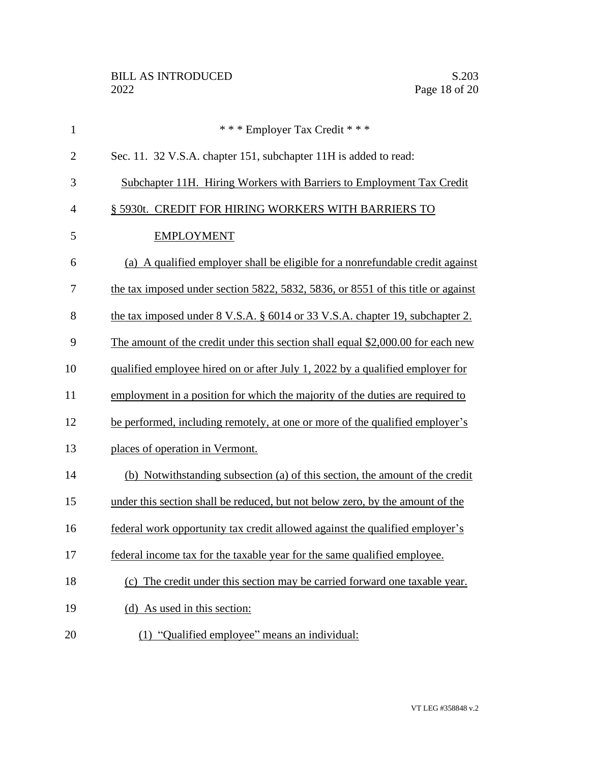\* \* \* Employer Tax Credit \* \* \*

Sec. 11. 32 V.S.A. chapter 151, subchapter 11H is added to read:

Subchapter 11H. Hiring Workers with Barriers to Employment Tax Credit

§ 5930t. CREDIT FOR HIRING WORKERS WITH BARRIERS TO EMPLOYMENT

(a) A qualified employer shall be eligible for a nonrefundable credit against the tax imposed under section 5822, 5832, 5836, or 8551 of this title or against the tax imposed under 8 V.S.A. § 6014 or 33 V.S.A. chapter 19, subchapter 2. The amount of the credit under this section shall equal $2,000.00 for each new qualified employee hired on or after July 1, 2022 by a qualified employer for employment in a position for which the majority of the duties are required to be performed, including remotely, at one or more of the qualified employer's places of operation in Vermont.

(b) Notwithstanding subsection (a) of this section, the amount of the credit under this section shall be reduced, but not below zero, by the amount of the federal work opportunity tax credit allowed against the qualified employer's federal income tax for the taxable year for the same qualified employee.

(c) The credit under this section may be carried forward one taxable year.

(d) As used in this section:

(1) "Qualified employee" means an individual: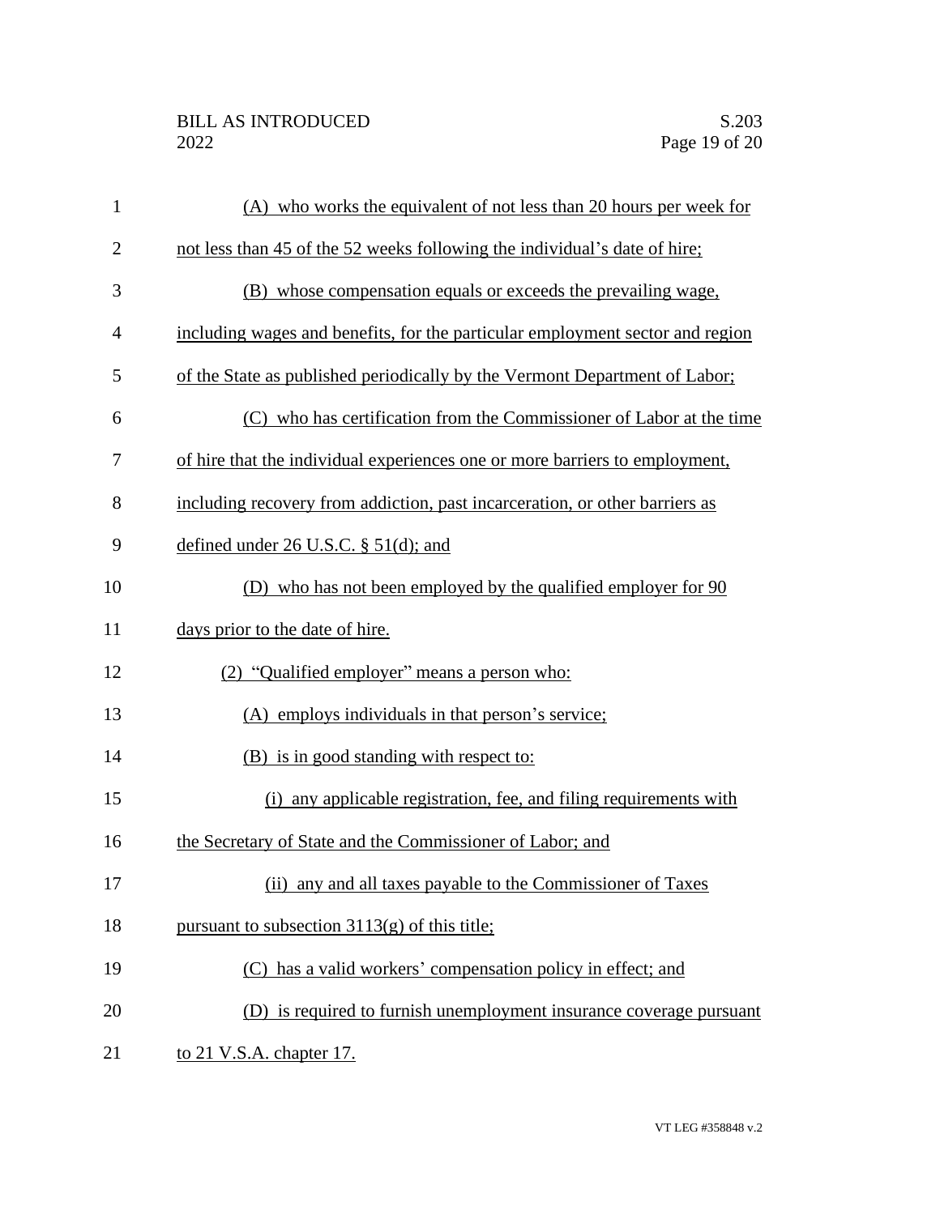(A) who works the equivalent of not less than 20 hours per week for not less than 45 of the 52 weeks following the individual's date of hire;

(B) whose compensation equals or exceeds the prevailing wage, including wages and benefits, for the particular employment sector and region of the State as published periodically by the Vermont Department of Labor;

(C) who has certification from the Commissioner of Labor at the time of hire that the individual experiences one or more barriers to employment, including recovery from addiction, past incarceration, or other barriers as defined under 26 U.S.C. § 51(d); and

(D) who has not been employed by the qualified employer for 90 days prior to the date of hire.

(2) "Qualified employer" means a person who:

(A) employs individuals in that person's service;

(B) is in good standing with respect to:

(i) any applicable registration, fee, and filing requirements with the Secretary of State and the Commissioner of Labor; and

(ii) any and all taxes payable to the Commissioner of Taxes pursuant to subsection 3113(g) of this title;

(C) has a valid workers' compensation policy in effect; and

(D) is required to furnish unemployment insurance coverage pursuant to 21 V.S.A. chapter 17.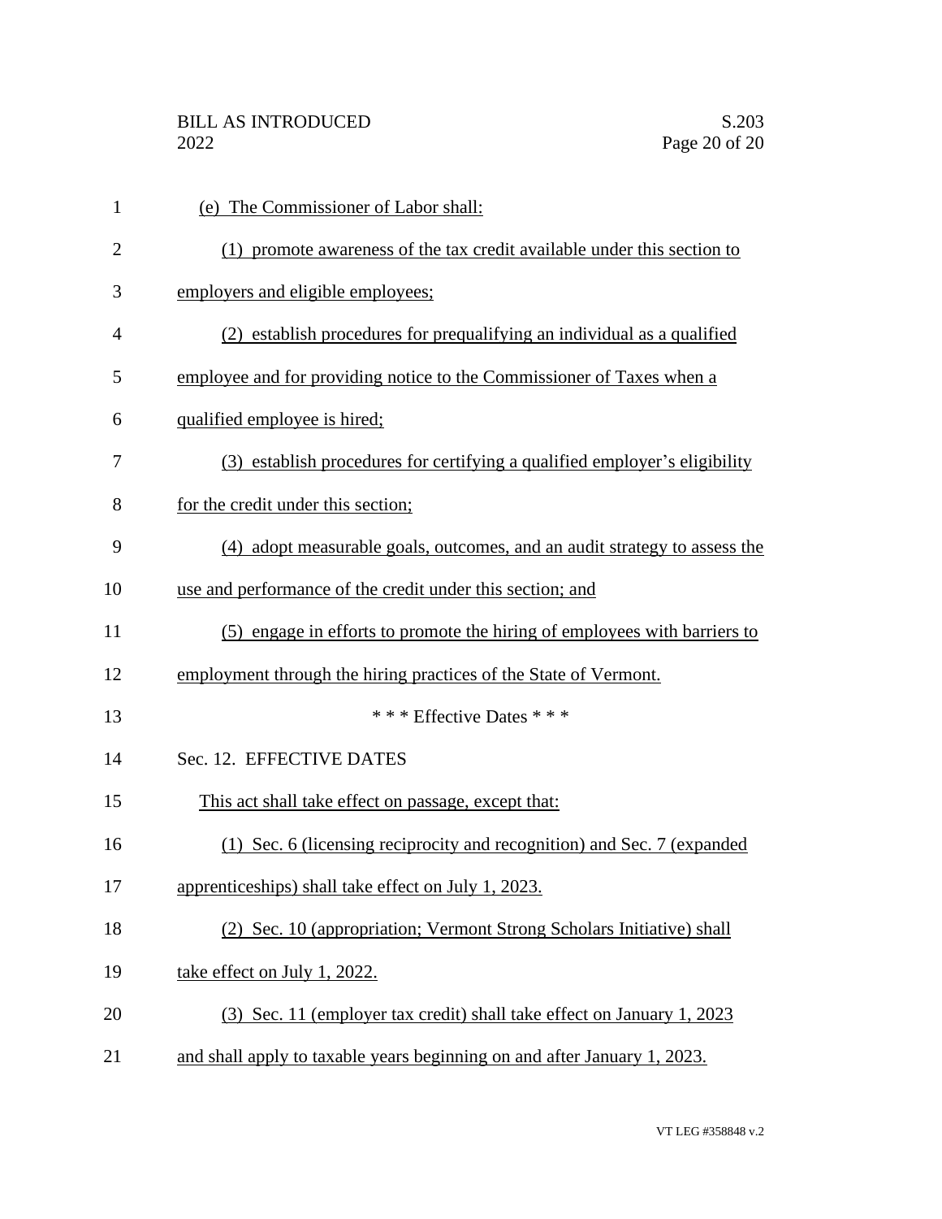(e) The Commissioner of Labor shall:

(1) promote awareness of the tax credit available under this section to employers and eligible employees;

(2) establish procedures for prequalifying an individual as a qualified employee and for providing notice to the Commissioner of Taxes when a qualified employee is hired;

(3) establish procedures for certifying a qualified employer's eligibility for the credit under this section;

(4) adopt measurable goals, outcomes, and an audit strategy to assess the use and performance of the credit under this section; and

(5) engage in efforts to promote the hiring of employees with barriers to employment through the hiring practices of the State of Vermont.

*** Effective Dates ***

Sec. 12. EFFECTIVE DATES

This act shall take effect on passage, except that:

(1) Sec. 6 (licensing reciprocity and recognition) and Sec. 7 (expanded apprenticeships) shall take effect on July 1, 2023.

(2) Sec. 10 (appropriation; Vermont Strong Scholars Initiative) shall take effect on July 1, 2022.

(3) Sec. 11 (employer tax credit) shall take effect on January 1, 2023 and shall apply to taxable years beginning on and after January 1, 2023.